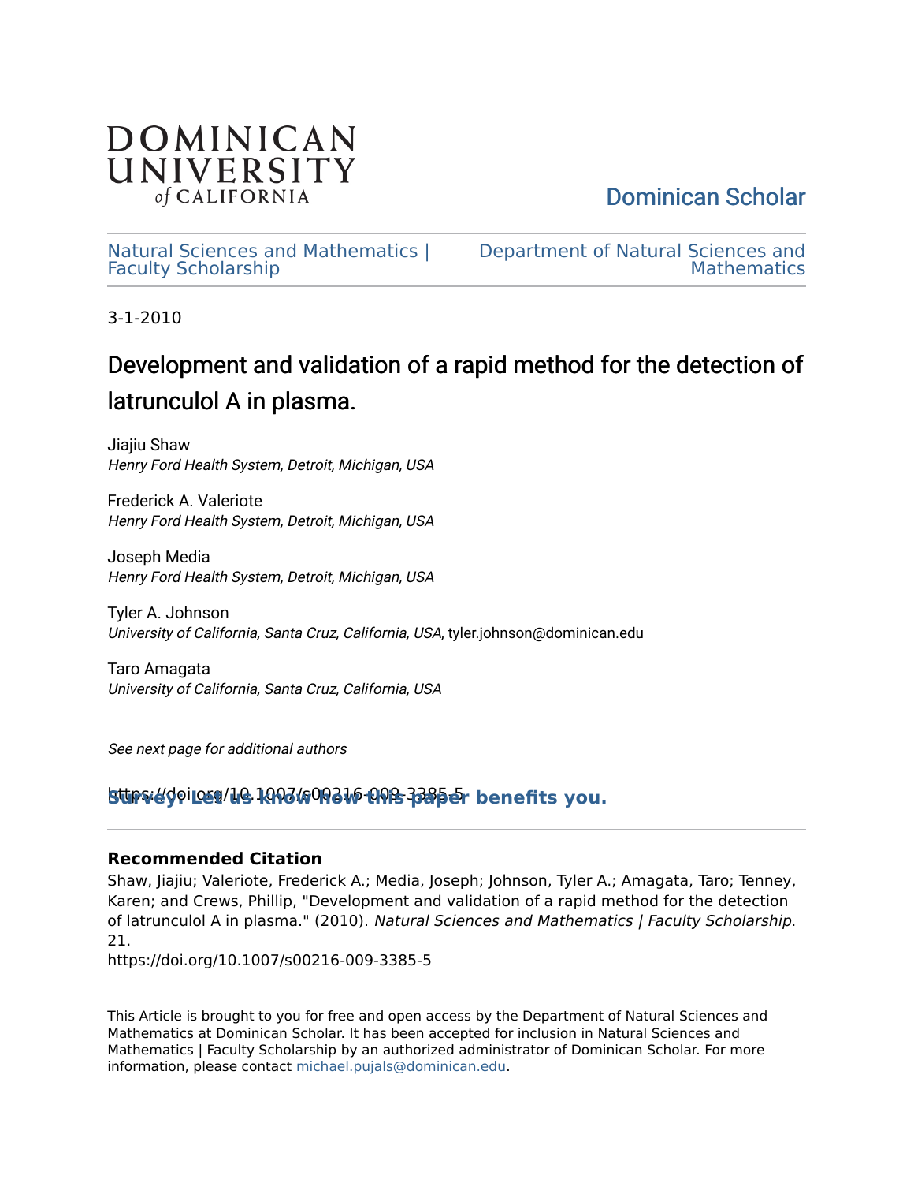Dominican Scholar

Natural Sciences and Mathematics | Faculty Scholarship

Department of Natural Sciences and Mathematics

3-1-2010

# Development and validation of a rapid method for the detection of latrunculol A in plasma.

Jiajiu Shaw
*Henry Ford Health System, Detroit, Michigan, USA*

Frederick A. Valeriote
*Henry Ford Health System, Detroit, Michigan, USA*

Joseph Media
*Henry Ford Health System, Detroit, Michigan, USA*

Tyler A. Johnson
*University of California, Santa Cruz, California, USA*, tyler.johnson@dominican.edu

Taro Amagata
*University of California, Santa Cruz, California, USA*

*See next page for additional authors*

https://doi.org/10.1007/s00216-009-3385-5

**Survey: Let us know how this paper benefits you.**

### Recommended Citation

Shaw, Jiajiu; Valeriote, Frederick A.; Media, Joseph; Johnson, Tyler A.; Amagata, Taro; Tenney, Karen; and Crews, Phillip, "Development and validation of a rapid method for the detection of latrunculol A in plasma." (2010). *Natural Sciences and Mathematics | Faculty Scholarship*. 21.
https://doi.org/10.1007/s00216-009-3385-5

This Article is brought to you for free and open access by the Department of Natural Sciences and Mathematics at Dominican Scholar. It has been accepted for inclusion in Natural Sciences and Mathematics | Faculty Scholarship by an authorized administrator of Dominican Scholar. For more information, please contact michael.pujals@dominican.edu.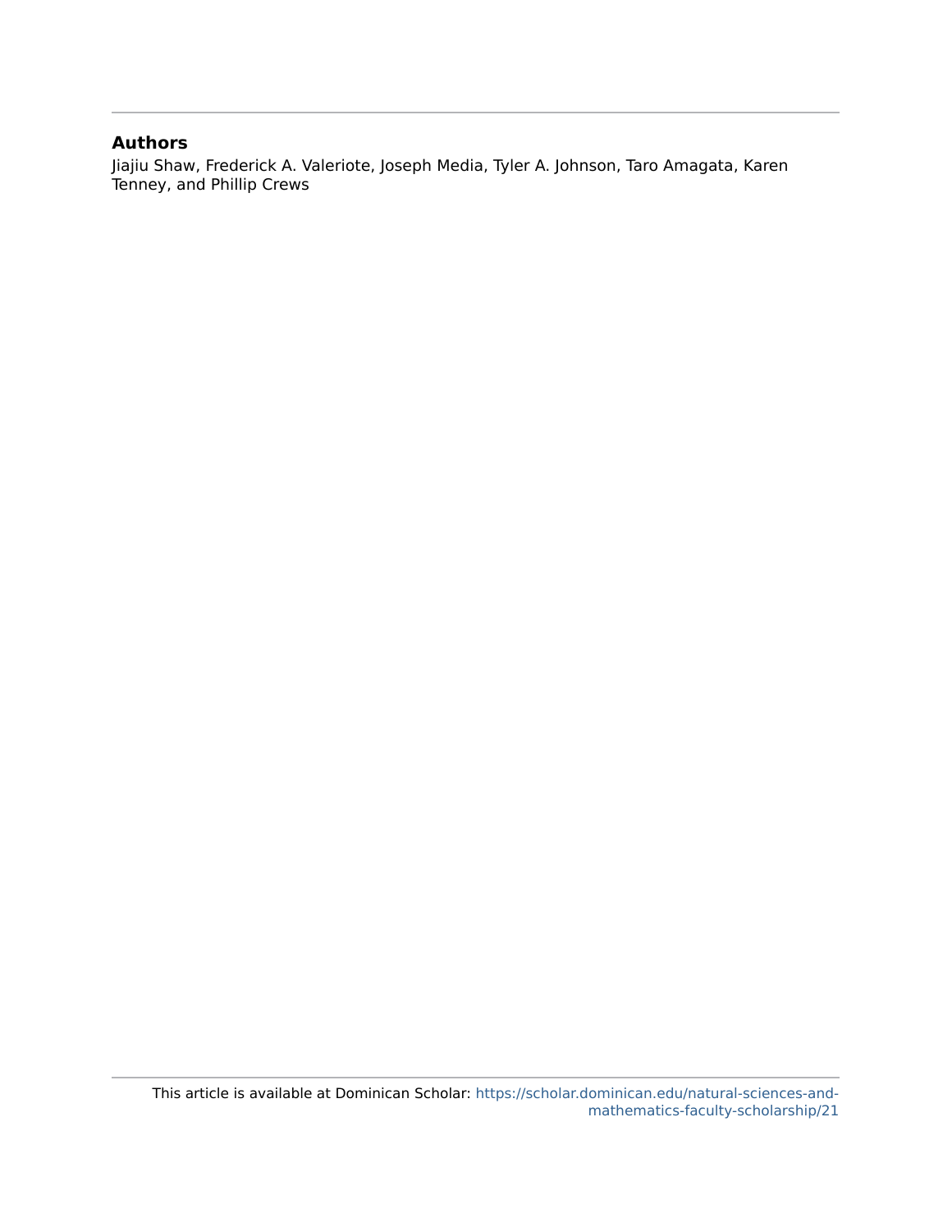## Authors

Jiajiu Shaw, Frederick A. Valeriote, Joseph Media, Tyler A. Johnson, Taro Amagata, Karen Tenney, and Phillip Crews

This article is available at Dominican Scholar: https://scholar.dominican.edu/natural-sciences-and-mathematics-faculty-scholarship/21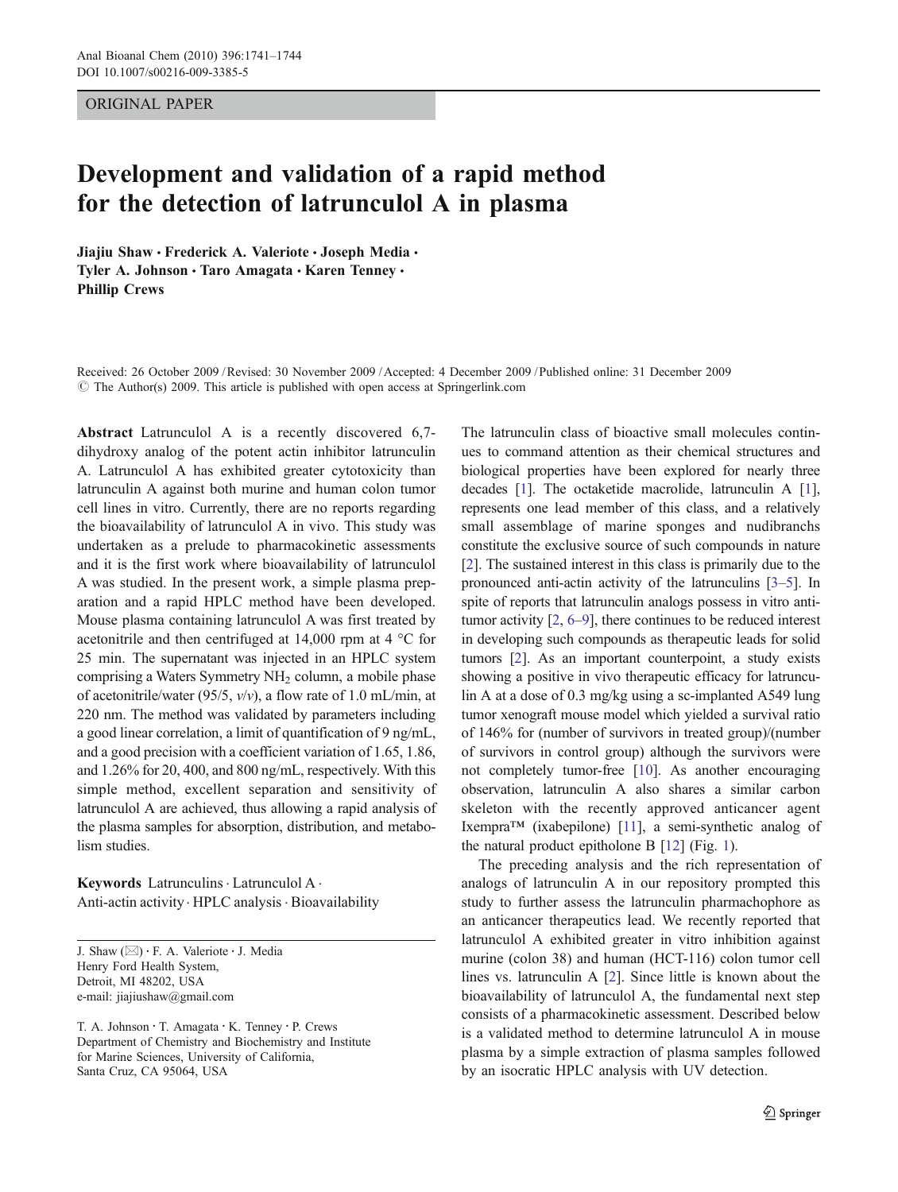ORIGINAL PAPER

# Development and validation of a rapid method for the detection of latrunculol A in plasma

Jiajiu Shaw · Frederick A. Valeriote · Joseph Media · Tyler A. Johnson · Taro Amagata · Karen Tenney · Phillip Crews

Received: 26 October 2009 / Revised: 30 November 2009 / Accepted: 4 December 2009 / Published online: 31 December 2009
© The Author(s) 2009. This article is published with open access at Springerlink.com

**Abstract** Latrunculol A is a recently discovered 6,7-dihydroxy analog of the potent actin inhibitor latrunculin A. Latrunculol A has exhibited greater cytotoxicity than latrunculin A against both murine and human colon tumor cell lines in vitro. Currently, there are no reports regarding the bioavailability of latrunculol A in vivo. This study was undertaken as a prelude to pharmacokinetic assessments and it is the first work where bioavailability of latrunculol A was studied. In the present work, a simple plasma preparation and a rapid HPLC method have been developed. Mouse plasma containing latrunculol A was first treated by acetonitrile and then centrifuged at 14,000 rpm at 4 °C for 25 min. The supernatant was injected in an HPLC system comprising a Waters Symmetry $NH_2$ column, a mobile phase of acetonitrile/water (95/5, *v*/*v*), a flow rate of 1.0 mL/min, at 220 nm. The method was validated by parameters including a good linear correlation, a limit of quantification of 9 ng/mL, and a good precision with a coefficient variation of 1.65, 1.86, and 1.26% for 20, 400, and 800 ng/mL, respectively. With this simple method, excellent separation and sensitivity of latrunculol A are achieved, thus allowing a rapid analysis of the plasma samples for absorption, distribution, and metabolism studies.

**Keywords** Latrunculins · Latrunculol A · Anti-actin activity · HPLC analysis · Bioavailability

J. Shaw (✉) · F. A. Valeriote · J. Media
Henry Ford Health System,
Detroit, MI 48202, USA
e-mail: jiajiushaw@gmail.com

T. A. Johnson · T. Amagata · K. Tenney · P. Crews
Department of Chemistry and Biochemistry and Institute for Marine Sciences, University of California,
Santa Cruz, CA 95064, USA

The latrunculin class of bioactive small molecules continues to command attention as their chemical structures and biological properties have been explored for nearly three decades [1]. The octaketide macrolide, latrunculin A [1], represents one lead member of this class, and a relatively small assemblage of marine sponges and nudibranchs constitute the exclusive source of such compounds in nature [2]. The sustained interest in this class is primarily due to the pronounced anti-actin activity of the latrunculins [3–5]. In spite of reports that latrunculin analogs possess in vitro anti-tumor activity [2, 6–9], there continues to be reduced interest in developing such compounds as therapeutic leads for solid tumors [2]. As an important counterpoint, a study exists showing a positive in vivo therapeutic efficacy for latrunculin A at a dose of 0.3 mg/kg using a sc-implanted A549 lung tumor xenograft mouse model which yielded a survival ratio of 146% for (number of survivors in treated group)/(number of survivors in control group) although the survivors were not completely tumor-free [10]. As another encouraging observation, latrunculin A also shares a similar carbon skeleton with the recently approved anticancer agent Ixempra™ (ixabepilone) [11], a semi-synthetic analog of the natural product epitholone B [12] (Fig. 1).

The preceding analysis and the rich representation of analogs of latrunculin A in our repository prompted this study to further assess the latrunculin pharmachophore as an anticancer therapeutics lead. We recently reported that latrunculol A exhibited greater in vitro inhibition against murine (colon 38) and human (HCT-116) colon tumor cell lines vs. latrunculin A [2]. Since little is known about the bioavailability of latrunculol A, the fundamental next step consists of a pharmacokinetic assessment. Described below is a validated method to determine latrunculol A in mouse plasma by a simple extraction of plasma samples followed by an isocratic HPLC analysis with UV detection.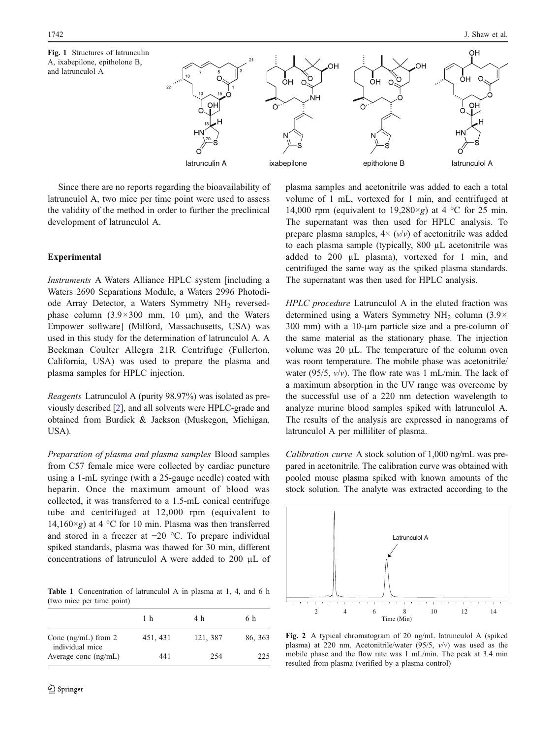Fig. 1 Structures of latrunculin A, ixabepilone, epitholone B, and latrunculol A

Since there are no reports regarding the bioavailability of latrunculol A, two mice per time point were used to assess the validity of the method in order to further the preclinical development of latrunculol A.

## Experimental

*Instruments* A Waters Alliance HPLC system [including a Waters 2690 Separations Module, a Waters 2996 Photodiode Array Detector, a Waters Symmetry $NH_2$ reversed-phase column ($3.9\times300$ mm, 10 μm), and the Waters Empower software] (Milford, Massachusetts, USA) was used in this study for the determination of latrunculol A. A Beckman Coulter Allegra 21R Centrifuge (Fullerton, California, USA) was used to prepare the plasma and plasma samples for HPLC injection.

*Reagents* Latrunculol A (purity 98.97%) was isolated as previously described [2], and all solvents were HPLC-grade and obtained from Burdick & Jackson (Muskegon, Michigan, USA).

*Preparation of plasma and plasma samples* Blood samples from C57 female mice were collected by cardiac puncture using a 1-mL syringe (with a 25-gauge needle) coated with heparin. Once the maximum amount of blood was collected, it was transferred to a 1.5-mL conical centrifuge tube and centrifuged at 12,000 rpm (equivalent to $14{,}160\times g$) at 4 °C for 10 min. Plasma was then transferred and stored in a freezer at −20 °C. To prepare individual spiked standards, plasma was thawed for 30 min, different concentrations of latrunculol A were added to 200 μL of plasma samples and acetonitrile was added to each a total volume of 1 mL, vortexed for 1 min, and centrifuged at 14,000 rpm (equivalent to $19{,}280\times g$) at 4 °C for 25 min. The supernatant was then used for HPLC analysis. To prepare plasma samples, $4\times$ (*v*/*v*) of acetonitrile was added to each plasma sample (typically, 800 μL acetonitrile was added to 200 μL plasma), vortexed for 1 min, and centrifuged the same way as the spiked plasma standards. The supernatant was then used for HPLC analysis.

*HPLC procedure* Latrunculol A in the eluted fraction was determined using a Waters Symmetry $NH_2$ column ($3.9\times$ 300 mm) with a 10-μm particle size and a pre-column of the same material as the stationary phase. The injection volume was 20 μL. The temperature of the column oven was room temperature. The mobile phase was acetonitrile/water (95/5, *v*/*v*). The flow rate was 1 mL/min. The lack of a maximum absorption in the UV range was overcome by the successful use of a 220 nm detection wavelength to analyze murine blood samples spiked with latrunculol A. The results of the analysis are expressed in nanograms of latrunculol A per milliliter of plasma.

*Calibration curve* A stock solution of 1,000 ng/mL was prepared in acetonitrile. The calibration curve was obtained with pooled mouse plasma spiked with known amounts of the stock solution. The analyte was extracted according to the

**Table 1** Concentration of latrunculol A in plasma at 1, 4, and 6 h (two mice per time point)

| | 1 h | 4 h | 6 h |
|---|---|---|---|
| Conc (ng/mL) from 2 individual mice | 451, 431 | 121, 387 | 86, 363 |
| Average conc (ng/mL) | 441 | 254 | 225 |

**Fig. 2** A typical chromatogram of 20 ng/mL latrunculol A (spiked plasma) at 220 nm. Acetonitrile/water (95/5, *v*/*v*) was used as the mobile phase and the flow rate was 1 mL/min. The peak at 3.4 min resulted from plasma (verified by a plasma control)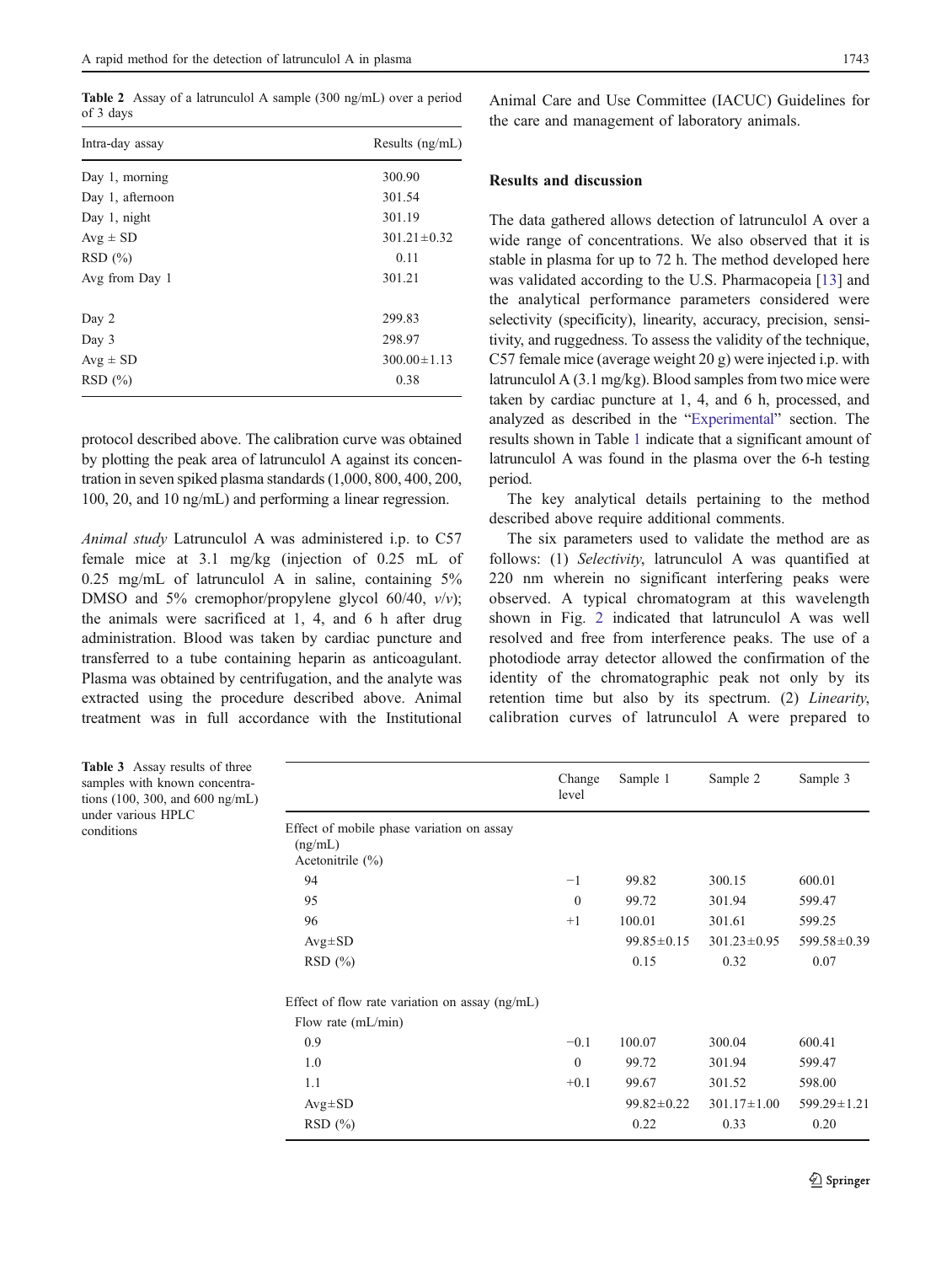**Table 2** Assay of a latrunculol A sample (300 ng/mL) over a period of 3 days

| Intra-day assay | Results (ng/mL) |
|---|---|
| Day 1, morning | 300.90 |
| Day 1, afternoon | 301.54 |
| Day 1, night | 301.19 |
| Avg ± SD | 301.21±0.32 |
| RSD (%) | 0.11 |
| Avg from Day 1 | 301.21 |
| Day 2 | 299.83 |
| Day 3 | 298.97 |
| Avg ± SD | 300.00±1.13 |
| RSD (%) | 0.38 |

protocol described above. The calibration curve was obtained by plotting the peak area of latrunculol A against its concentration in seven spiked plasma standards (1,000, 800, 400, 200, 100, 20, and 10 ng/mL) and performing a linear regression.

*Animal study* Latrunculol A was administered i.p. to C57 female mice at 3.1 mg/kg (injection of 0.25 mL of 0.25 mg/mL of latrunculol A in saline, containing 5% DMSO and 5% cremophor/propylene glycol 60/40, *v*/*v*); the animals were sacrificed at 1, 4, and 6 h after drug administration. Blood was taken by cardiac puncture and transferred to a tube containing heparin as anticoagulant. Plasma was obtained by centrifugation, and the analyte was extracted using the procedure described above. Animal treatment was in full accordance with the Institutional Animal Care and Use Committee (IACUC) Guidelines for the care and management of laboratory animals.

## Results and discussion

The data gathered allows detection of latrunculol A over a wide range of concentrations. We also observed that it is stable in plasma for up to 72 h. The method developed here was validated according to the U.S. Pharmacopeia [13] and the analytical performance parameters considered were selectivity (specificity), linearity, accuracy, precision, sensitivity, and ruggedness. To assess the validity of the technique, C57 female mice (average weight 20 g) were injected i.p. with latrunculol A (3.1 mg/kg). Blood samples from two mice were taken by cardiac puncture at 1, 4, and 6 h, processed, and analyzed as described in the "Experimental" section. The results shown in Table 1 indicate that a significant amount of latrunculol A was found in the plasma over the 6-h testing period.

The key analytical details pertaining to the method described above require additional comments.

The six parameters used to validate the method are as follows: (1) *Selectivity*, latrunculol A was quantified at 220 nm wherein no significant interfering peaks were observed. A typical chromatogram at this wavelength shown in Fig. 2 indicated that latrunculol A was well resolved and free from interference peaks. The use of a photodiode array detector allowed the confirmation of the identity of the chromatographic peak not only by its retention time but also by its spectrum. (2) *Linearity*, calibration curves of latrunculol A were prepared to

**Table 3** Assay results of three samples with known concentrations (100, 300, and 600 ng/mL) under various HPLC conditions

| | Change level | Sample 1 | Sample 2 | Sample 3 |
|---|---|---|---|---|
| Effect of mobile phase variation on assay (ng/mL) | | | | |
| Acetonitrile (%) | | | | |
| 94 | −1 | 99.82 | 300.15 | 600.01 |
| 95 | 0 | 99.72 | 301.94 | 599.47 |
| 96 | +1 | 100.01 | 301.61 | 599.25 |
| Avg±SD | | 99.85±0.15 | 301.23±0.95 | 599.58±0.39 |
| RSD (%) | | 0.15 | 0.32 | 0.07 |
| Effect of flow rate variation on assay (ng/mL) | | | | |
| Flow rate (mL/min) | | | | |
| 0.9 | −0.1 | 100.07 | 300.04 | 600.41 |
| 1.0 | 0 | 99.72 | 301.94 | 599.47 |
| 1.1 | +0.1 | 99.67 | 301.52 | 598.00 |
| Avg±SD | | 99.82±0.22 | 301.17±1.00 | 599.29±1.21 |
| RSD (%) | | 0.22 | 0.33 | 0.20 |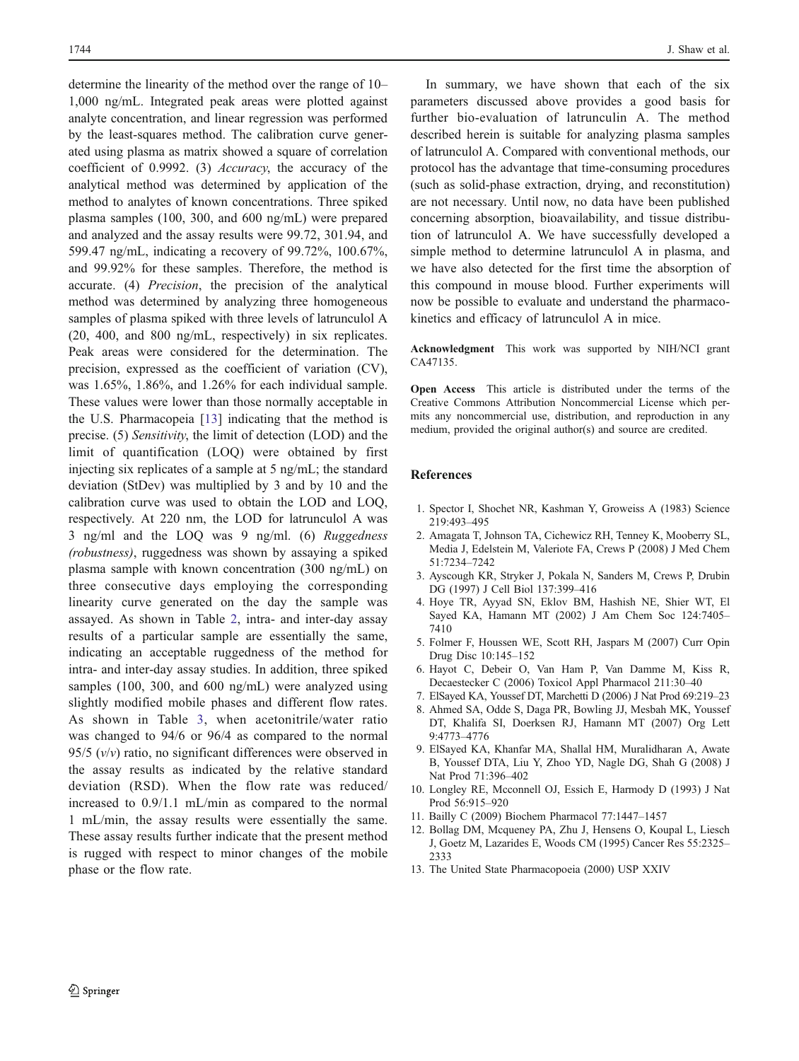determine the linearity of the method over the range of 10–1,000 ng/mL. Integrated peak areas were plotted against analyte concentration, and linear regression was performed by the least-squares method. The calibration curve generated using plasma as matrix showed a square of correlation coefficient of 0.9992. (3) *Accuracy*, the accuracy of the analytical method was determined by application of the method to analytes of known concentrations. Three spiked plasma samples (100, 300, and 600 ng/mL) were prepared and analyzed and the assay results were 99.72, 301.94, and 599.47 ng/mL, indicating a recovery of 99.72%, 100.67%, and 99.92% for these samples. Therefore, the method is accurate. (4) *Precision*, the precision of the analytical method was determined by analyzing three homogeneous samples of plasma spiked with three levels of latrunculol A (20, 400, and 800 ng/mL, respectively) in six replicates. Peak areas were considered for the determination. The precision, expressed as the coefficient of variation (CV), was 1.65%, 1.86%, and 1.26% for each individual sample. These values were lower than those normally acceptable in the U.S. Pharmacopeia [13] indicating that the method is precise. (5) *Sensitivity*, the limit of detection (LOD) and the limit of quantification (LOQ) were obtained by first injecting six replicates of a sample at 5 ng/mL; the standard deviation (StDev) was multiplied by 3 and by 10 and the calibration curve was used to obtain the LOD and LOQ, respectively. At 220 nm, the LOD for latrunculol A was 3 ng/ml and the LOQ was 9 ng/ml. (6) *Ruggedness (robustness)*, ruggedness was shown by assaying a spiked plasma sample with known concentration (300 ng/mL) on three consecutive days employing the corresponding linearity curve generated on the day the sample was assayed. As shown in Table 2, intra- and inter-day assay results of a particular sample are essentially the same, indicating an acceptable ruggedness of the method for intra- and inter-day assay studies. In addition, three spiked samples (100, 300, and 600 ng/mL) were analyzed using slightly modified mobile phases and different flow rates. As shown in Table 3, when acetonitrile/water ratio was changed to 94/6 or 96/4 as compared to the normal 95/5 (*v*/*v*) ratio, no significant differences were observed in the assay results as indicated by the relative standard deviation (RSD). When the flow rate was reduced/increased to 0.9/1.1 mL/min as compared to the normal 1 mL/min, the assay results were essentially the same. These assay results further indicate that the present method is rugged with respect to minor changes of the mobile phase or the flow rate.

In summary, we have shown that each of the six parameters discussed above provides a good basis for further bio-evaluation of latrunculin A. The method described herein is suitable for analyzing plasma samples of latrunculol A. Compared with conventional methods, our protocol has the advantage that time-consuming procedures (such as solid-phase extraction, drying, and reconstitution) are not necessary. Until now, no data have been published concerning absorption, bioavailability, and tissue distribution of latrunculol A. We have successfully developed a simple method to determine latrunculol A in plasma, and we have also detected for the first time the absorption of this compound in mouse blood. Further experiments will now be possible to evaluate and understand the pharmacokinetics and efficacy of latrunculol A in mice.

**Acknowledgment** This work was supported by NIH/NCI grant CA47135.

**Open Access** This article is distributed under the terms of the Creative Commons Attribution Noncommercial License which permits any noncommercial use, distribution, and reproduction in any medium, provided the original author(s) and source are credited.

## References

1. Spector I, Shochet NR, Kashman Y, Groweiss A (1983) Science 219:493–495
2. Amagata T, Johnson TA, Cichewicz RH, Tenney K, Mooberry SL, Media J, Edelstein M, Valeriote FA, Crews P (2008) J Med Chem 51:7234–7242
3. Ayscough KR, Stryker J, Pokala N, Sanders M, Crews P, Drubin DG (1997) J Cell Biol 137:399–416
4. Hoye TR, Ayyad SN, Eklov BM, Hashish NE, Shier WT, El Sayed KA, Hamann MT (2002) J Am Chem Soc 124:7405–7410
5. Folmer F, Houssen WE, Scott RH, Jaspars M (2007) Curr Opin Drug Disc 10:145–152
6. Hayot C, Debeir O, Van Ham P, Van Damme M, Kiss R, Decaestecker C (2006) Toxicol Appl Pharmacol 211:30–40
7. ElSayed KA, Youssef DT, Marchetti D (2006) J Nat Prod 69:219–23
8. Ahmed SA, Odde S, Daga PR, Bowling JJ, Mesbah MK, Youssef DT, Khalifa SI, Doerksen RJ, Hamann MT (2007) Org Lett 9:4773–4776
9. ElSayed KA, Khanfar MA, Shallal HM, Muralidharan A, Awate B, Youssef DTA, Liu Y, Zhoo YD, Nagle DG, Shah G (2008) J Nat Prod 71:396–402
10. Longley RE, Mcconnell OJ, Essich E, Harmody D (1993) J Nat Prod 56:915–920
11. Bailly C (2009) Biochem Pharmacol 77:1447–1457
12. Bollag DM, Mcqueney PA, Zhu J, Hensens O, Koupal L, Liesch J, Goetz M, Lazarides E, Woods CM (1995) Cancer Res 55:2325–2333
13. The United State Pharmacopoeia (2000) USP XXIV